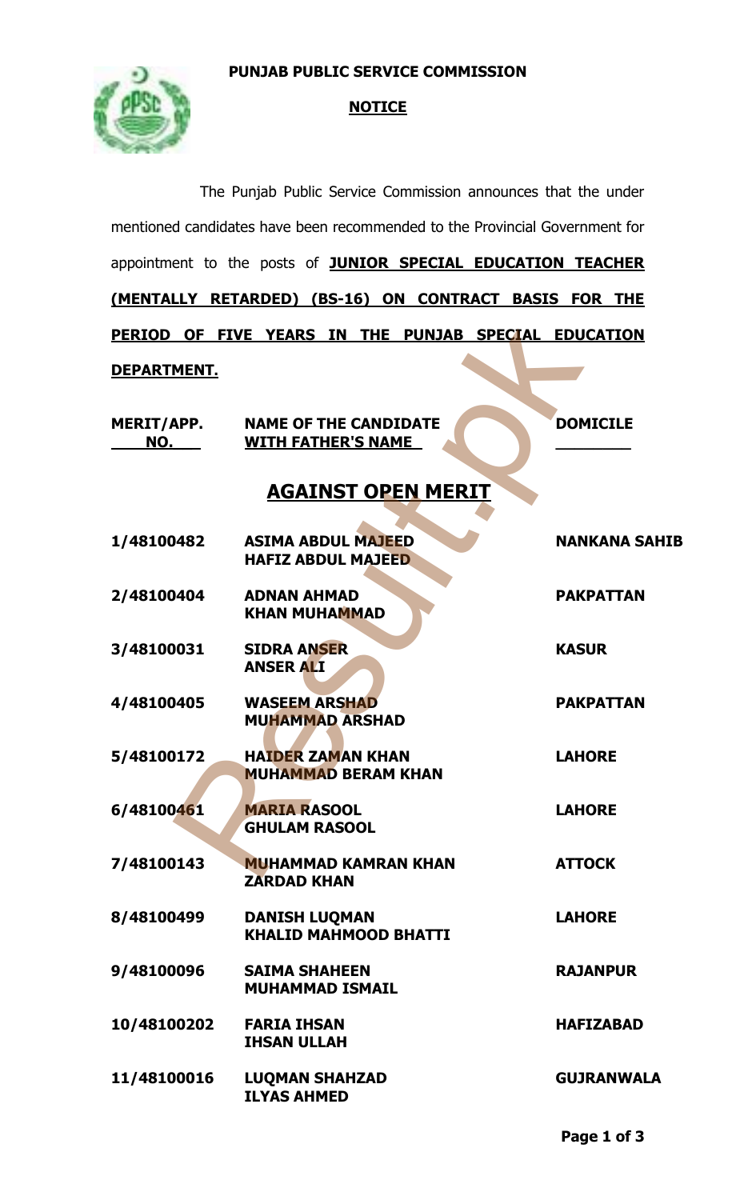**PUNJAB PUBLIC SERVICE COMMISSION**

**NOTICE**

The Punjab Public Service Commission announces that the under mentioned candidates have been recommended to the Provincial Government for appointment to the posts of **JUNIOR SPECIAL EDUCATION TEACHER (MENTALLY RETARDED) (BS-16) ON CONTRACT BASIS FOR THE PERIOD OF FIVE YEARS IN THE PUNJAB SPECIAL EDUCATION DEPARTMENT.**

## AGAINST OPEN MERIT

| MERIT/APP. NO. | NAME OF THE CANDIDATE WITH FATHER'S NAME | DOMICILE |
|---|---|---|
| 1/48100482 | ASIMA ABDUL MAJEED<br>HAFIZ ABDUL MAJEED | NANKANA SAHIB |
| 2/48100404 | ADNAN AHMAD<br>KHAN MUHAMMAD | PAKPATTAN |
| 3/48100031 | SIDRA ANSER<br>ANSER ALI | KASUR |
| 4/48100405 | WASEEM ARSHAD<br>MUHAMMAD ARSHAD | PAKPATTAN |
| 5/48100172 | HAIDER ZAMAN KHAN<br>MUHAMMAD BERAM KHAN | LAHORE |
| 6/48100461 | MARIA RASOOL<br>GHULAM RASOOL | LAHORE |
| 7/48100143 | MUHAMMAD KAMRAN KHAN<br>ZARDAD KHAN | ATTOCK |
| 8/48100499 | DANISH LUQMAN<br>KHALID MAHMOOD BHATTI | LAHORE |
| 9/48100096 | SAIMA SHAHEEN<br>MUHAMMAD ISMAIL | RAJANPUR |
| 10/48100202 | FARIA IHSAN<br>IHSAN ULLAH | HAFIZABAD |
| 11/48100016 | LUQMAN SHAHZAD<br>ILYAS AHMED | GUJRANWALA |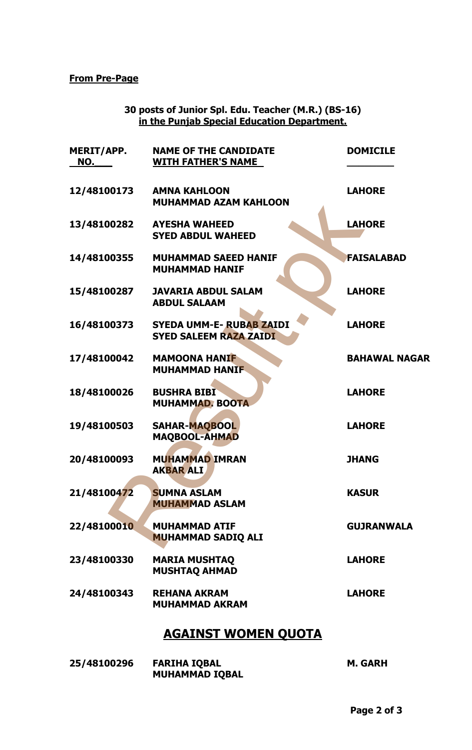**From Pre-Page**

**30 posts of Junior Spl. Edu. Teacher (M.R.) (BS-16)**
**in the Punjab Special Education Department.**

| MERIT/APP. NO. | NAME OF THE CANDIDATE WITH FATHER'S NAME | DOMICILE |
|---|---|---|
| 12/48100173 | AMNA KAHLOON<br>MUHAMMAD AZAM KAHLOON | LAHORE |
| 13/48100282 | AYESHA WAHEED<br>SYED ABDUL WAHEED | LAHORE |
| 14/48100355 | MUHAMMAD SAEED HANIF<br>MUHAMMAD HANIF | FAISALABAD |
| 15/48100287 | JAVARIA ABDUL SALAM<br>ABDUL SALAAM | LAHORE |
| 16/48100373 | SYEDA UMM-E- RUBAB ZAIDI<br>SYED SALEEM RAZA ZAIDI | LAHORE |
| 17/48100042 | MAMOONA HANIF<br>MUHAMMAD HANIF | BAHAWAL NAGAR |
| 18/48100026 | BUSHRA BIBI<br>MUHAMMAD. BOOTA | LAHORE |
| 19/48100503 | SAHAR-MAQBOOL<br>MAQBOOL-AHMAD | LAHORE |
| 20/48100093 | MUHAMMAD IMRAN<br>AKBAR ALI | JHANG |
| 21/48100472 | SUMNA ASLAM<br>MUHAMMAD ASLAM | KASUR |
| 22/48100010 | MUHAMMAD ATIF<br>MUHAMMAD SADIQ ALI | GUJRANWALA |
| 23/48100330 | MARIA MUSHTAQ<br>MUSHTAQ AHMAD | LAHORE |
| 24/48100343 | REHANA AKRAM<br>MUHAMMAD AKRAM | LAHORE |

## AGAINST WOMEN QUOTA

| MERIT/APP. NO. | NAME OF THE CANDIDATE WITH FATHER'S NAME | DOMICILE |
|---|---|---|
| 25/48100296 | FARIHA IQBAL<br>MUHAMMAD IQBAL | M. GARH |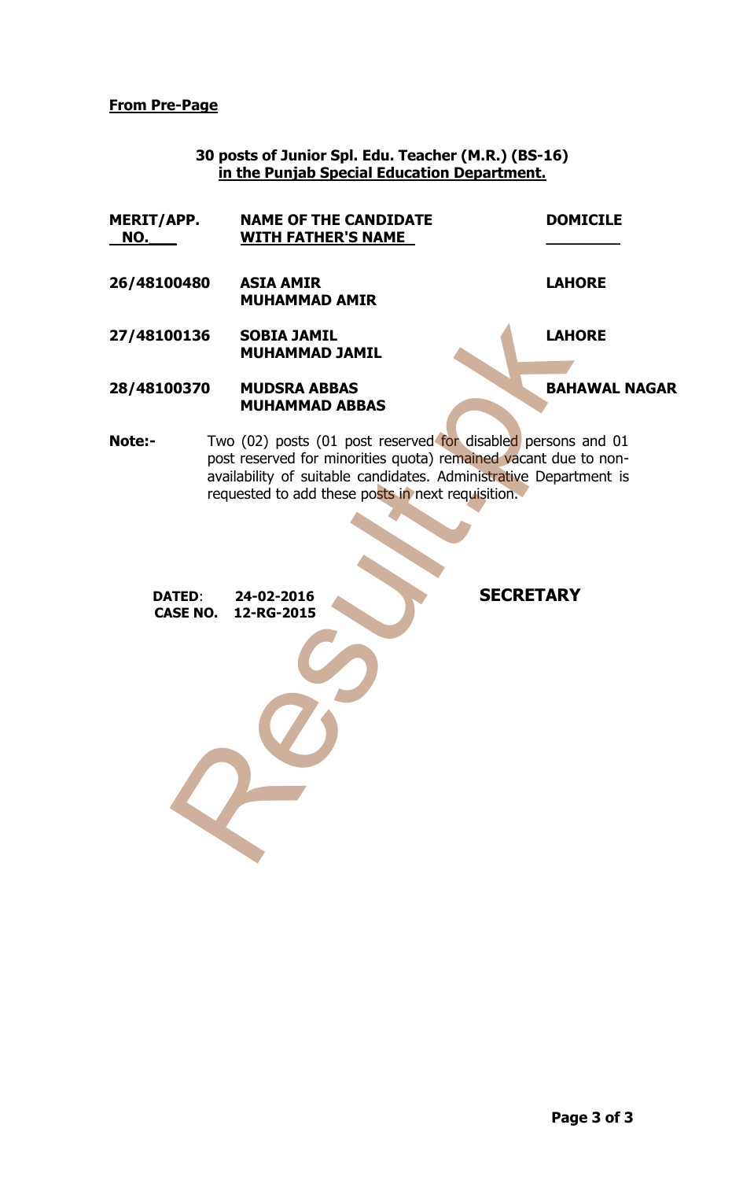**From Pre-Page**

**30 posts of Junior Spl. Edu. Teacher (M.R.) (BS-16)**
**in the Punjab Special Education Department.**

| MERIT/APP. NO. | NAME OF THE CANDIDATE WITH FATHER'S NAME | DOMICILE |
|---|---|---|
| **26/48100480** | **ASIA AMIR**<br>**MUHAMMAD AMIR** | **LAHORE** |
| **27/48100136** | **SOBIA JAMIL**<br>**MUHAMMAD JAMIL** | **LAHORE** |
| **28/48100370** | **MUDSRA ABBAS**<br>**MUHAMMAD ABBAS** | **BAHAWAL NAGAR** |

**Note:-** Two (02) posts (01 post reserved for disabled persons and 01 post reserved for minorities quota) remained vacant due to non-availability of suitable candidates. Administrative Department is requested to add these posts in next requisition.

**DATED**: **24-02-2016**
**CASE NO.** **12-RG-2015**

**SECRETARY**